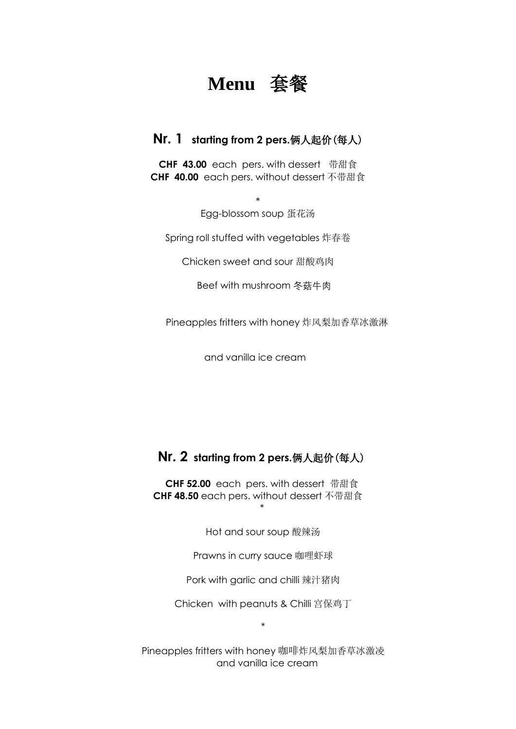# Menu 套餐

## Nr. 1 starting from 2 pers.俩人起价(每人)

**CHF 43.00** each pers. with dessert 带甜食
**CHF 40.00** each pers. without dessert 不带甜食

*

Egg-blossom soup 蛋花汤

Spring roll stuffed with vegetables 炸春卷

Chicken sweet and sour 甜酸鸡肉

Beef with mushroom 冬菇牛肉

Pineapples fritters with honey 炸风梨加香草冰激淋

and vanilla ice cream

## Nr. 2 starting from 2 pers.俩人起价(每人)

**CHF 52.00** each pers. with dessert 带甜食
**CHF 48.50** each pers. without dessert 不带甜食

*

Hot and sour soup 酸辣汤

Prawns in curry sauce 咖哩虾球

Pork with garlic and chilli 辣汁猪肉

Chicken with peanuts & Chilli 宫保鸡丁

*

Pineapples fritters with honey 咖啡炸风梨加香草冰激凌
and vanilla ice cream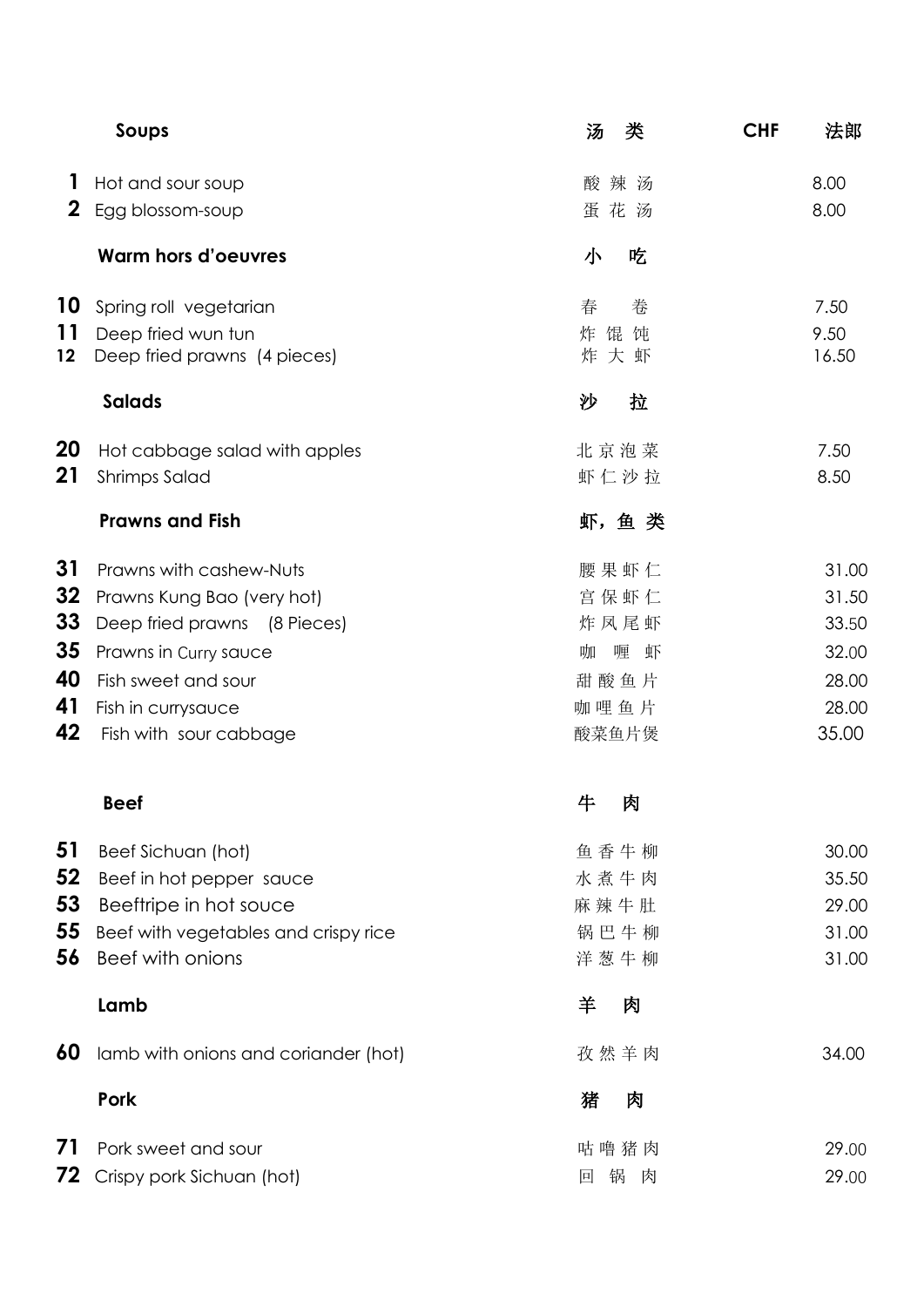| | Soups | 汤 类 | CHF 法郎 |
|---|---|---|---|
| 1 | Hot and sour soup | 酸辣汤 | 8.00 |
| 2 | Egg blossom-soup | 蛋花汤 | 8.00 |
| | **Warm hors d'oeuvres** | **小 吃** | |
| 10 | Spring roll vegetarian | 春 卷 | 7.50 |
| 11 | Deep fried wun tun | 炸馄饨 | 9.50 |
| 12 | Deep fried prawns (4 pieces) | 炸大虾 | 16.50 |
| | **Salads** | **沙 拉** | |
| 20 | Hot cabbage salad with apples | 北京泡菜 | 7.50 |
| 21 | Shrimps Salad | 虾仁沙拉 | 8.50 |
| | **Prawns and Fish** | **虾，鱼类** | |
| 31 | Prawns with cashew-Nuts | 腰果虾仁 | 31.00 |
| 32 | Prawns Kung Bao (very hot) | 宫保虾仁 | 31.50 |
| 33 | Deep fried prawns (8 Pieces) | 炸凤尾虾 | 33.50 |
| 35 | Prawns in Curry sauce | 咖喱虾 | 32.00 |
| 40 | Fish sweet and sour | 甜酸鱼片 | 28.00 |
| 41 | Fish in currysauce | 咖哩鱼片 | 28.00 |
| 42 | Fish with sour cabbage | 酸菜鱼片煲 | 35.00 |
| | **Beef** | **牛 肉** | |
| 51 | Beef Sichuan (hot) | 鱼香牛柳 | 30.00 |
| 52 | Beef in hot pepper sauce | 水煮牛肉 | 35.50 |
| 53 | Beeftripe in hot souce | 麻辣牛肚 | 29.00 |
| 55 | Beef with vegetables and crispy rice | 锅巴牛柳 | 31.00 |
| 56 | Beef with onions | 洋葱牛柳 | 31.00 |
| | **Lamb** | **羊 肉** | |
| 60 | lamb with onions and coriander (hot) | 孜然羊肉 | 34.00 |
| | **Pork** | **猪 肉** | |
| 71 | Pork sweet and sour | 咕噜猪肉 | 29.00 |
| 72 | Crispy pork Sichuan (hot) | 回锅肉 | 29.00 |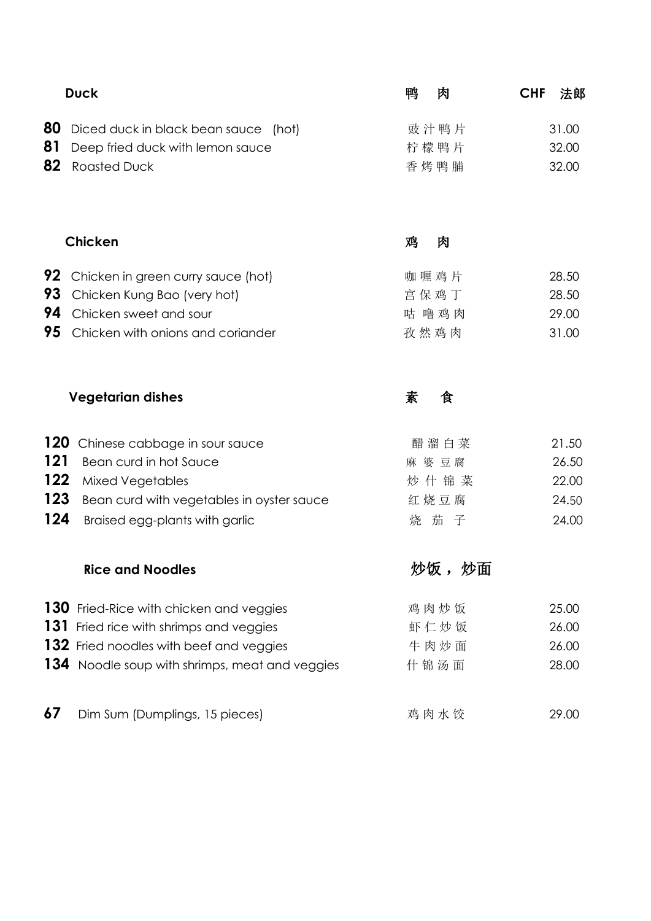| | Duck | 鸭 肉 | CHF 法郎 |
|---|---|---|---|
| **80** | Diced duck in black bean sauce (hot) | 豉汁鸭片 | 31.00 |
| **81** | Deep fried duck with lemon sauce | 柠檬鸭片 | 32.00 |
| **82** | Roasted Duck | 香烤鸭脯 | 32.00 |

| | Chicken | 鸡 肉 | |
|---|---|---|---|
| **92** | Chicken in green curry sauce (hot) | 咖喱鸡片 | 28.50 |
| **93** | Chicken Kung Bao (very hot) | 宫保鸡丁 | 28.50 |
| **94** | Chicken sweet and sour | 咕 噜鸡肉 | 29.00 |
| **95** | Chicken with onions and coriander | 孜然鸡肉 | 31.00 |

| | Vegetarian dishes | 素 食 | |
|---|---|---|---|
| **120** | Chinese cabbage in sour sauce | 醋溜白菜 | 21.50 |
| **121** | Bean curd in hot Sauce | 麻 婆 豆腐 | 26.50 |
| **122** | Mixed Vegetables | 炒 什 锦 菜 | 22.00 |
| **123** | Bean curd with vegetables in oyster sauce | 红烧豆腐 | 24.50 |
| **124** | Braised egg-plants with garlic | 烧 茄 子 | 24.00 |

| | Rice and Noodles | 炒饭，炒面 | |
|---|---|---|---|
| **130** | Fried-Rice with chicken and veggies | 鸡肉炒饭 | 25.00 |
| **131** | Fried rice with shrimps and veggies | 虾仁炒饭 | 26.00 |
| **132** | Fried noodles with beef and veggies | 牛肉炒面 | 26.00 |
| **134** | Noodle soup with shrimps, meat and veggies | 什锦汤面 | 28.00 |
| | | | |
| **67** | Dim Sum (Dumplings, 15 pieces) | 鸡肉水饺 | 29.00 |